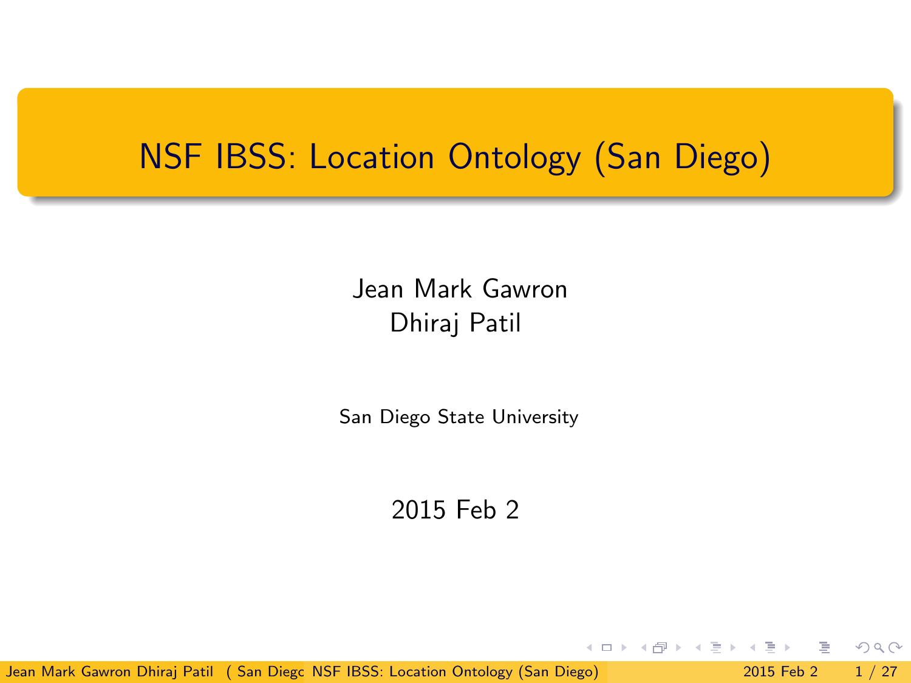# NSF IBSS: Location Ontology (San Diego)

Jean Mark Gawron
Dhiraj Patil

San Diego State University

2015 Feb 2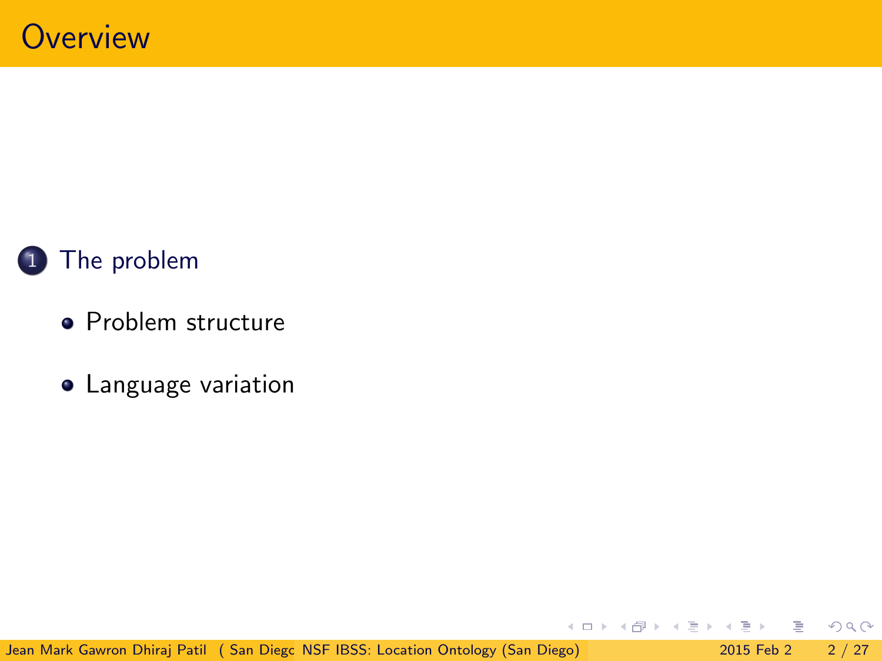# Overview

1. The problem
   - Problem structure
   - Language variation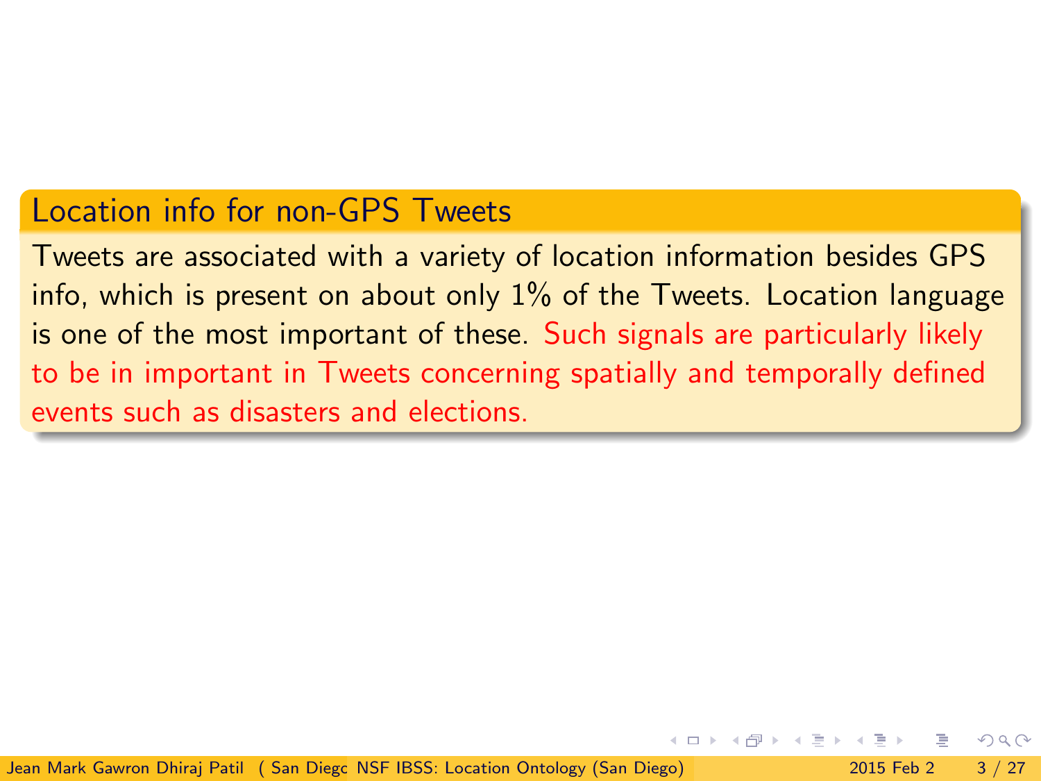## Location info for non-GPS Tweets

Tweets are associated with a variety of location information besides GPS info, which is present on about only 1% of the Tweets. Location language is one of the most important of these. Such signals are particularly likely to be in important in Tweets concerning spatially and temporally defined events such as disasters and elections.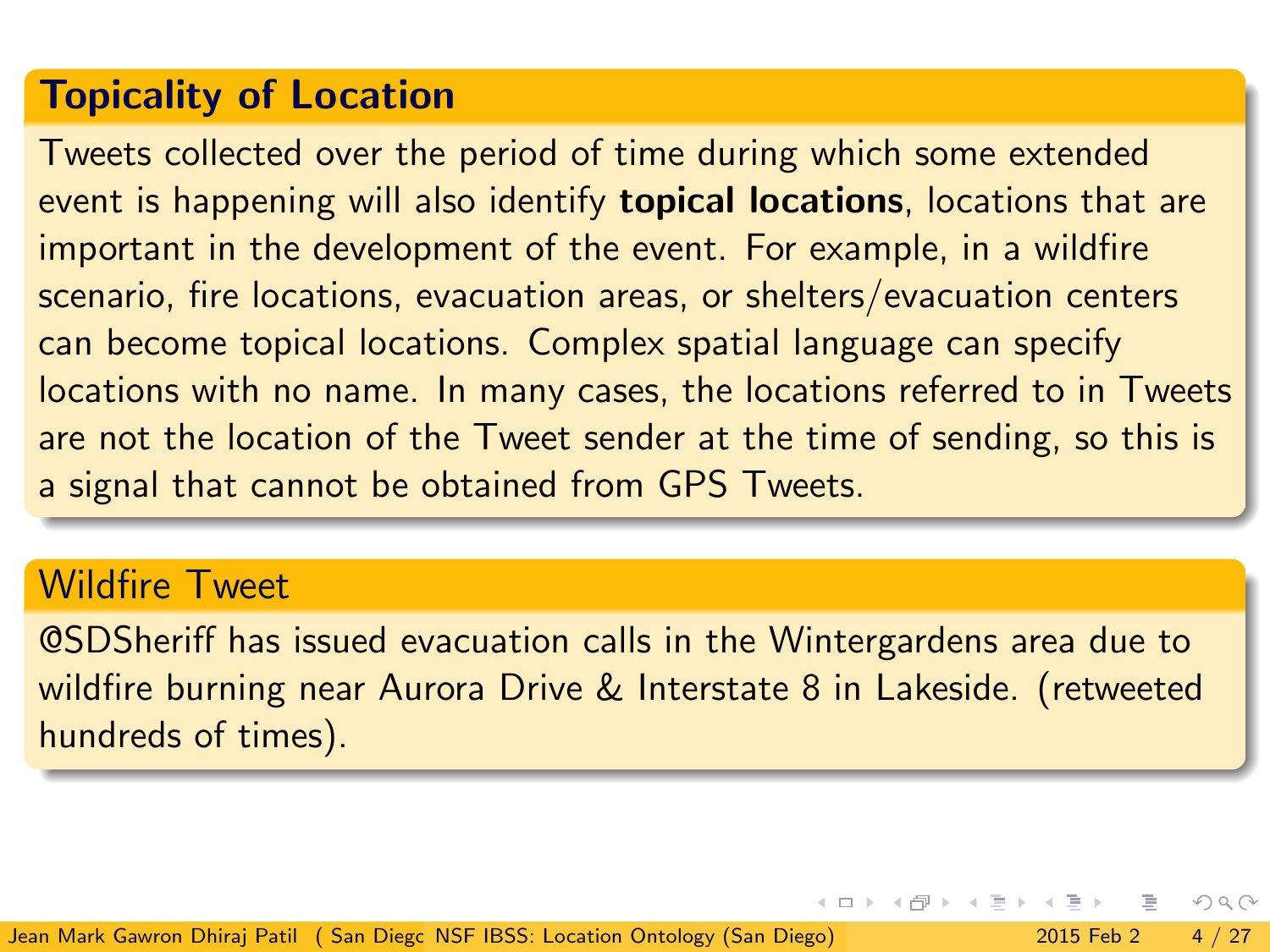## Topicality of Location

Tweets collected over the period of time during which some extended event is happening will also identify **topical locations**, locations that are important in the development of the event. For example, in a wildfire scenario, fire locations, evacuation areas, or shelters/evacuation centers can become topical locations. Complex spatial language can specify locations with no name. In many cases, the locations referred to in Tweets are not the location of the Tweet sender at the time of sending, so this is a signal that cannot be obtained from GPS Tweets.

## Wildfire Tweet

@SDSheriff has issued evacuation calls in the Wintergardens area due to wildfire burning near Aurora Drive & Interstate 8 in Lakeside. (retweeted hundreds of times).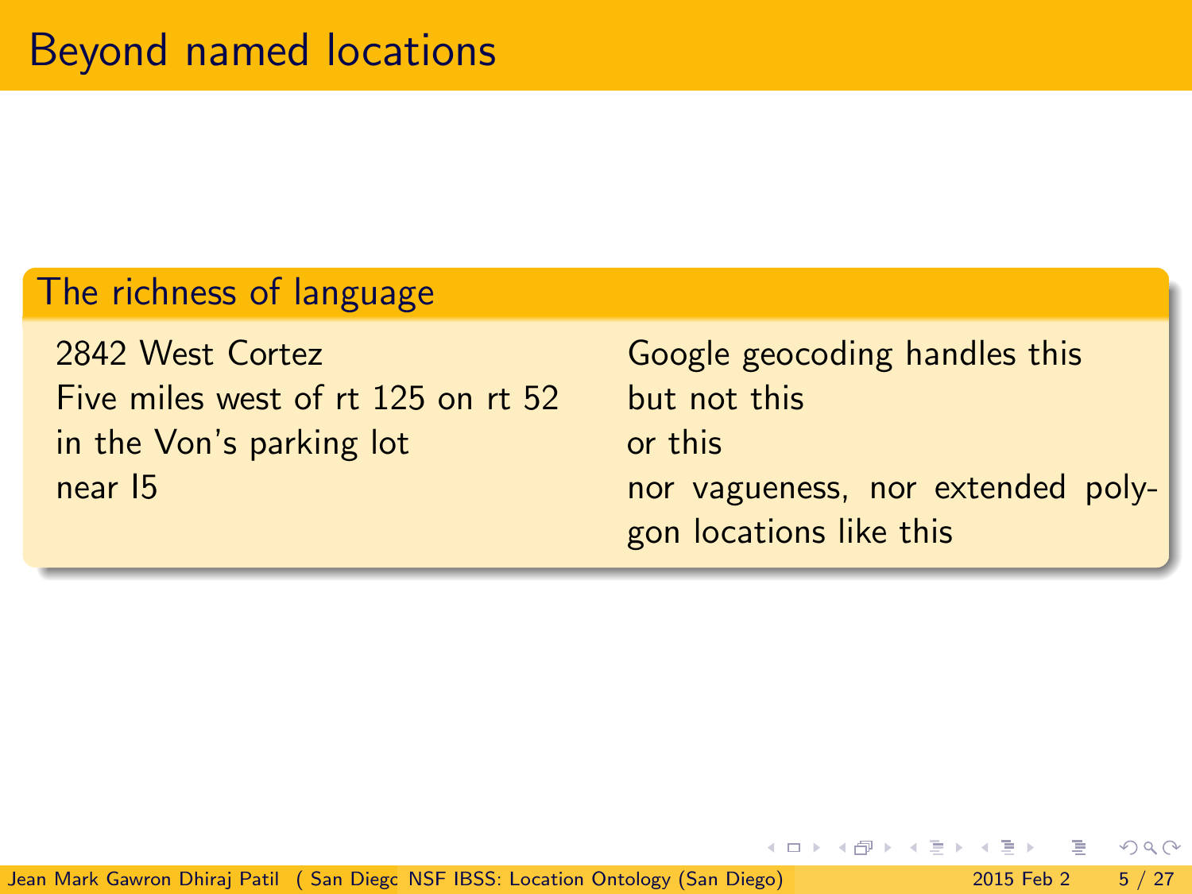# Beyond named locations

## The richness of language

| | |
|---|---|
| 2842 West Cortez | Google geocoding handles this |
| Five miles west of rt 125 on rt 52 | but not this |
| in the Von's parking lot | or this |
| near I5 | nor vagueness, nor extended polygon locations like this |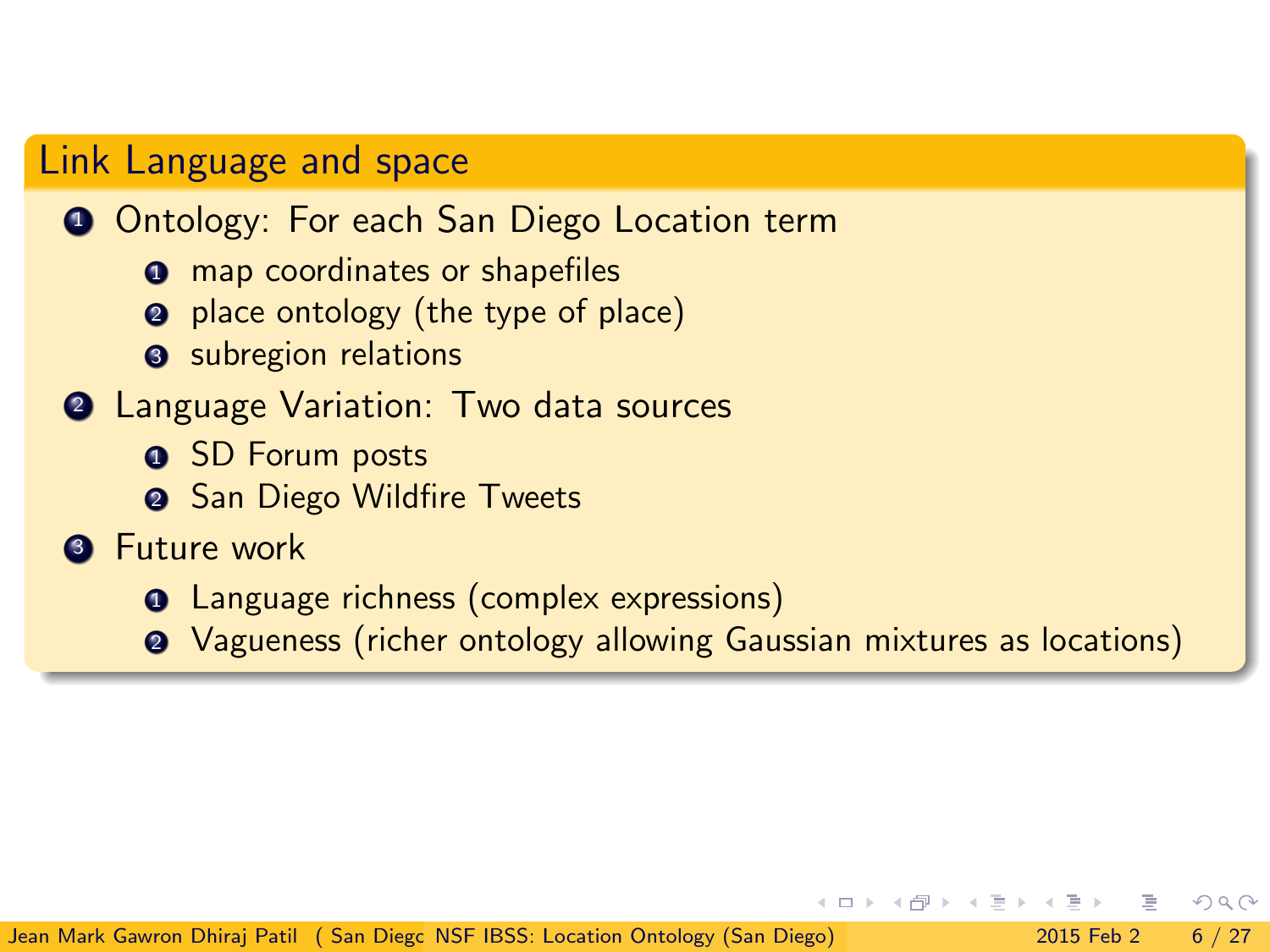## Link Language and space

1. Ontology: For each San Diego Location term
   1. map coordinates or shapefiles
   2. place ontology (the type of place)
   3. subregion relations
2. Language Variation: Two data sources
   1. SD Forum posts
   2. San Diego Wildfire Tweets
3. Future work
   1. Language richness (complex expressions)
   2. Vagueness (richer ontology allowing Gaussian mixtures as locations)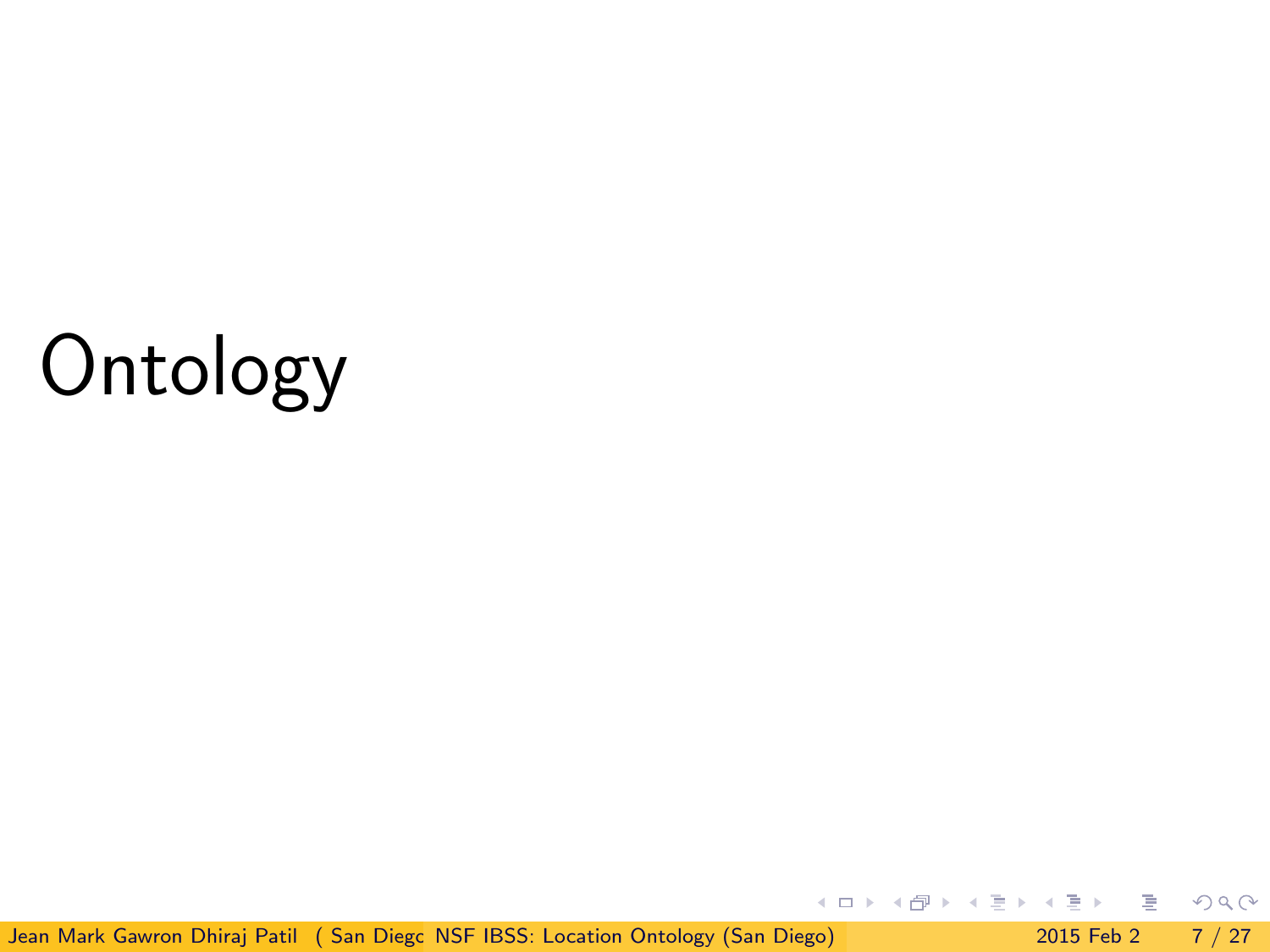# Ontology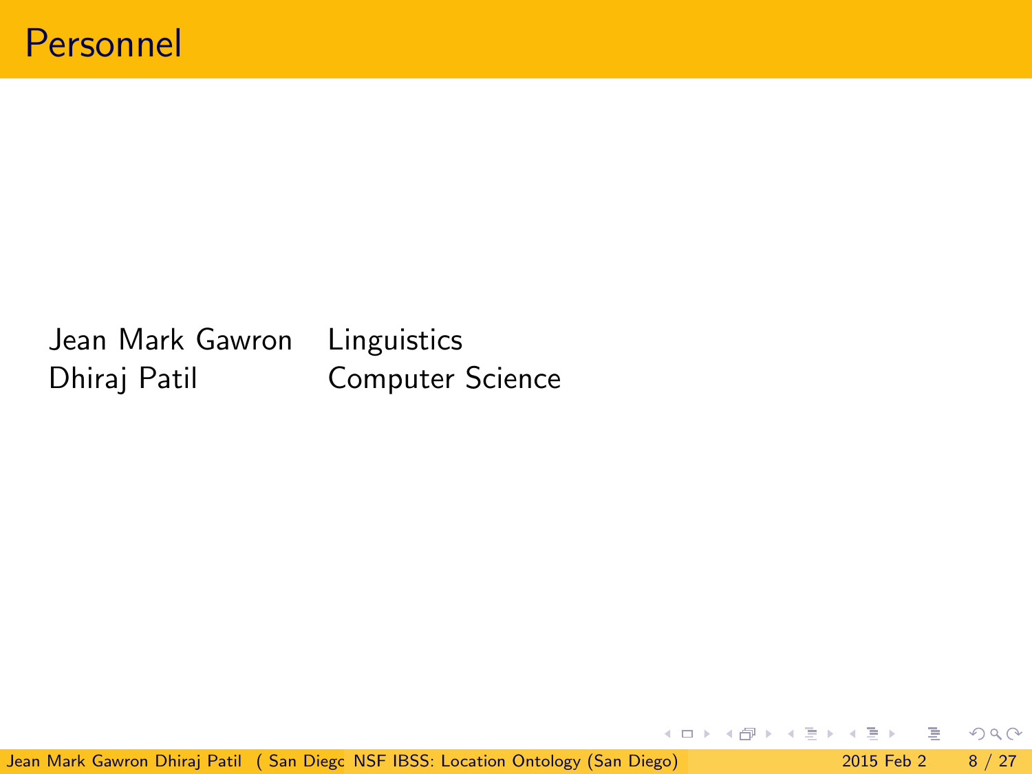# Personnel

| | |
|---|---|
| Jean Mark Gawron | Linguistics |
| Dhiraj Patil | Computer Science |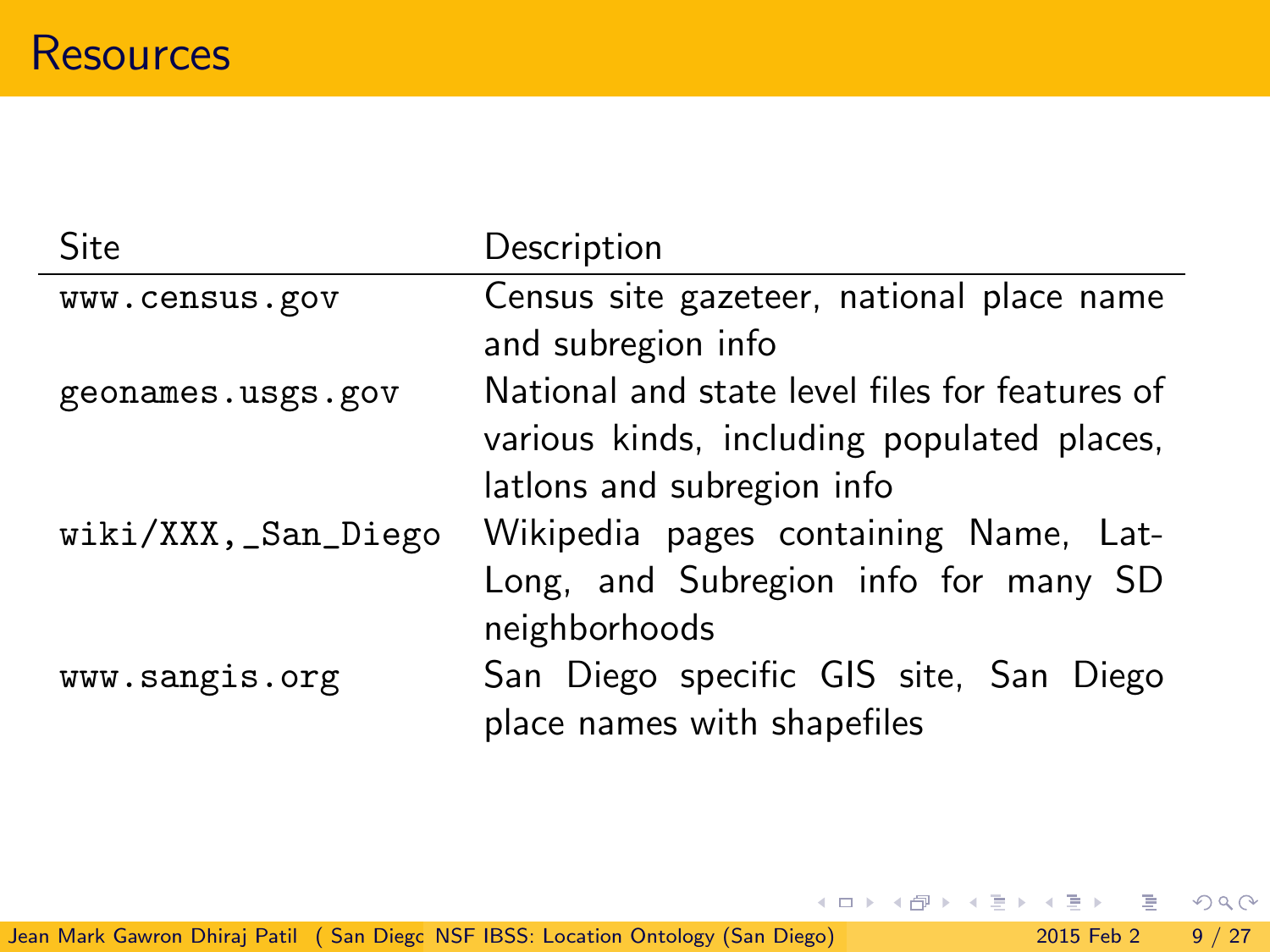# Resources

| Site | Description |
|---|---|
| www.census.gov | Census site gazeteer, national place name and subregion info |
| geonames.usgs.gov | National and state level files for features of various kinds, including populated places, latlons and subregion info |
| wiki/XXX,_San_Diego | Wikipedia pages containing Name, Lat-Long, and Subregion info for many SD neighborhoods |
| www.sangis.org | San Diego specific GIS site, San Diego place names with shapefiles |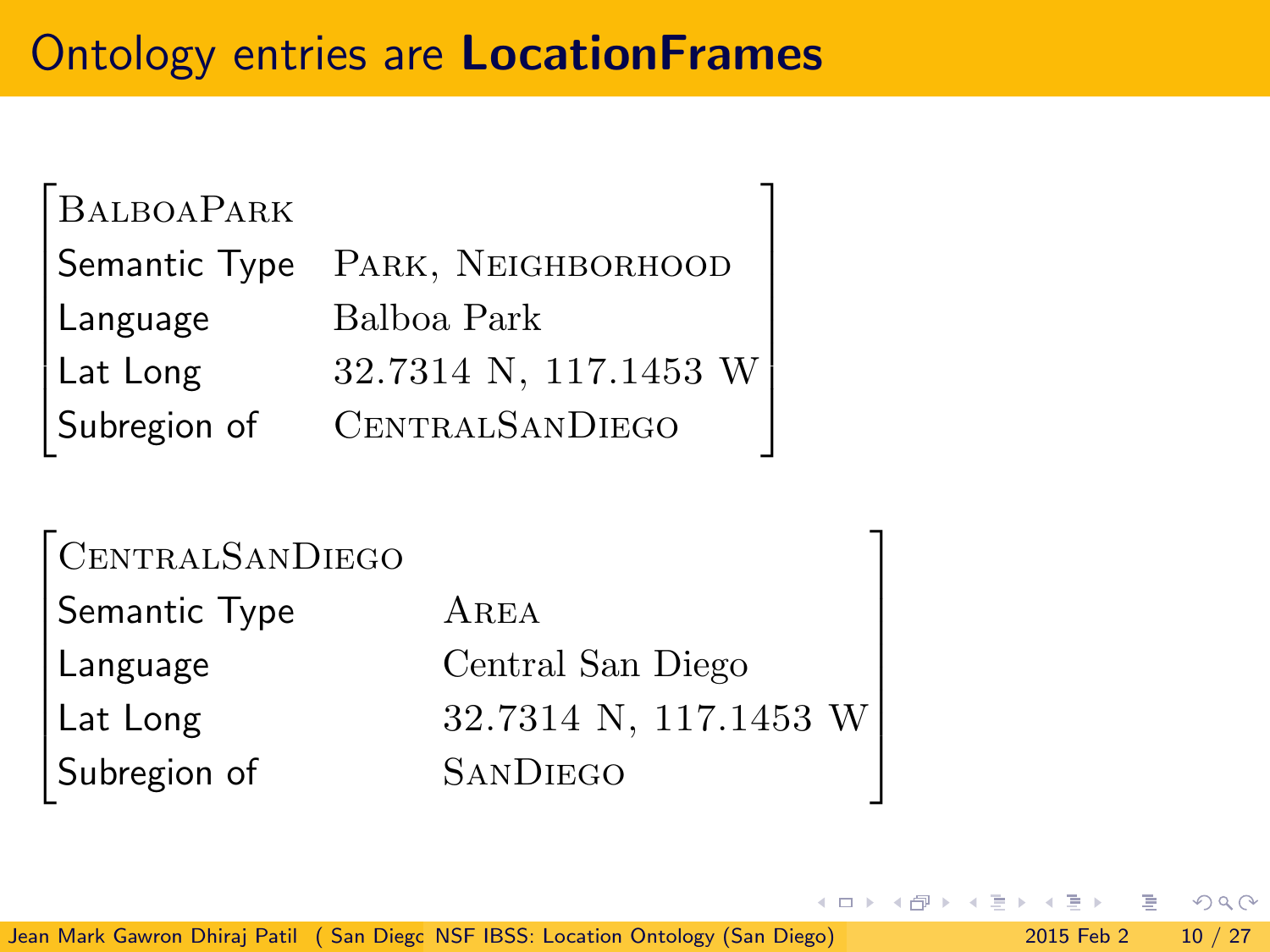# Ontology entries are **LocationFrames**

| BALBOAPARK | |
|---|---|
| Semantic Type | PARK, NEIGHBORHOOD |
| Language | Balboa Park |
| Lat Long | 32.7314 N, 117.1453 W |
| Subregion of | CENTRALSANDIEGO |

| CENTRALSANDIEGO | |
|---|---|
| Semantic Type | AREA |
| Language | Central San Diego |
| Lat Long | 32.7314 N, 117.1453 W |
| Subregion of | SANDIEGO |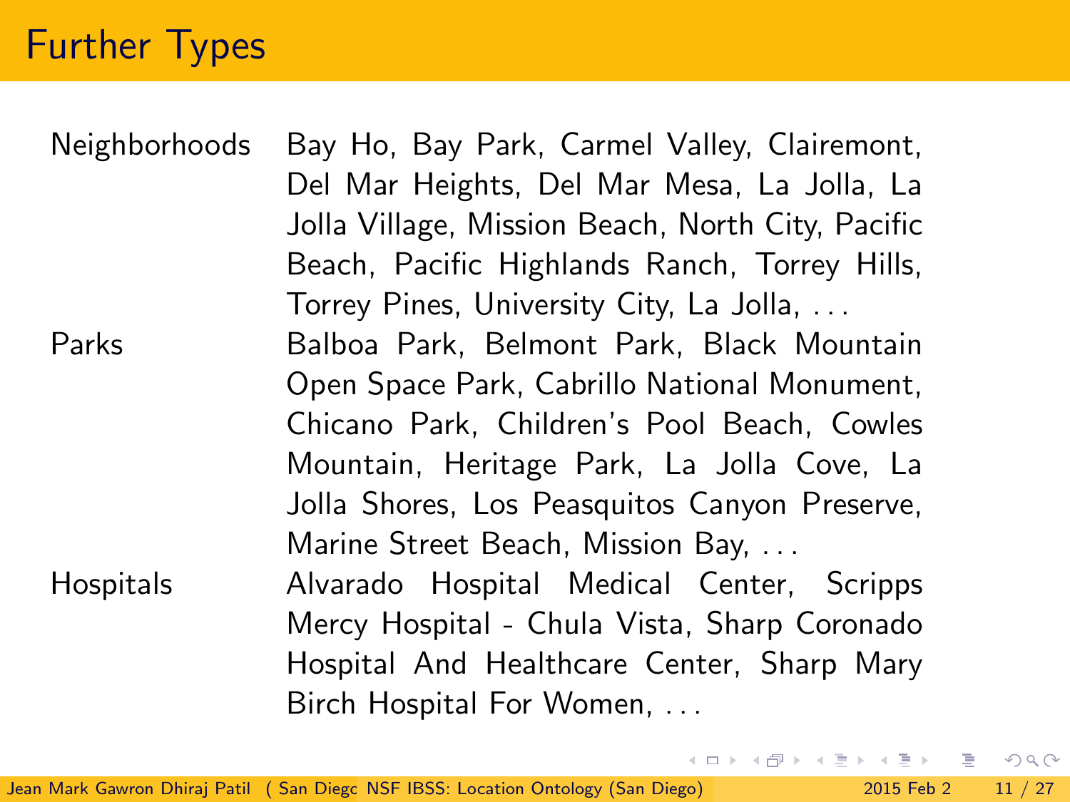# Further Types

| | |
|---|---|
| Neighborhoods | Bay Ho, Bay Park, Carmel Valley, Clairemont, Del Mar Heights, Del Mar Mesa, La Jolla, La Jolla Village, Mission Beach, North City, Pacific Beach, Pacific Highlands Ranch, Torrey Hills, Torrey Pines, University City, La Jolla, ... |
| Parks | Balboa Park, Belmont Park, Black Mountain Open Space Park, Cabrillo National Monument, Chicano Park, Children's Pool Beach, Cowles Mountain, Heritage Park, La Jolla Cove, La Jolla Shores, Los Peasquitos Canyon Preserve, Marine Street Beach, Mission Bay, ... |
| Hospitals | Alvarado Hospital Medical Center, Scripps Mercy Hospital - Chula Vista, Sharp Coronado Hospital And Healthcare Center, Sharp Mary Birch Hospital For Women, ... |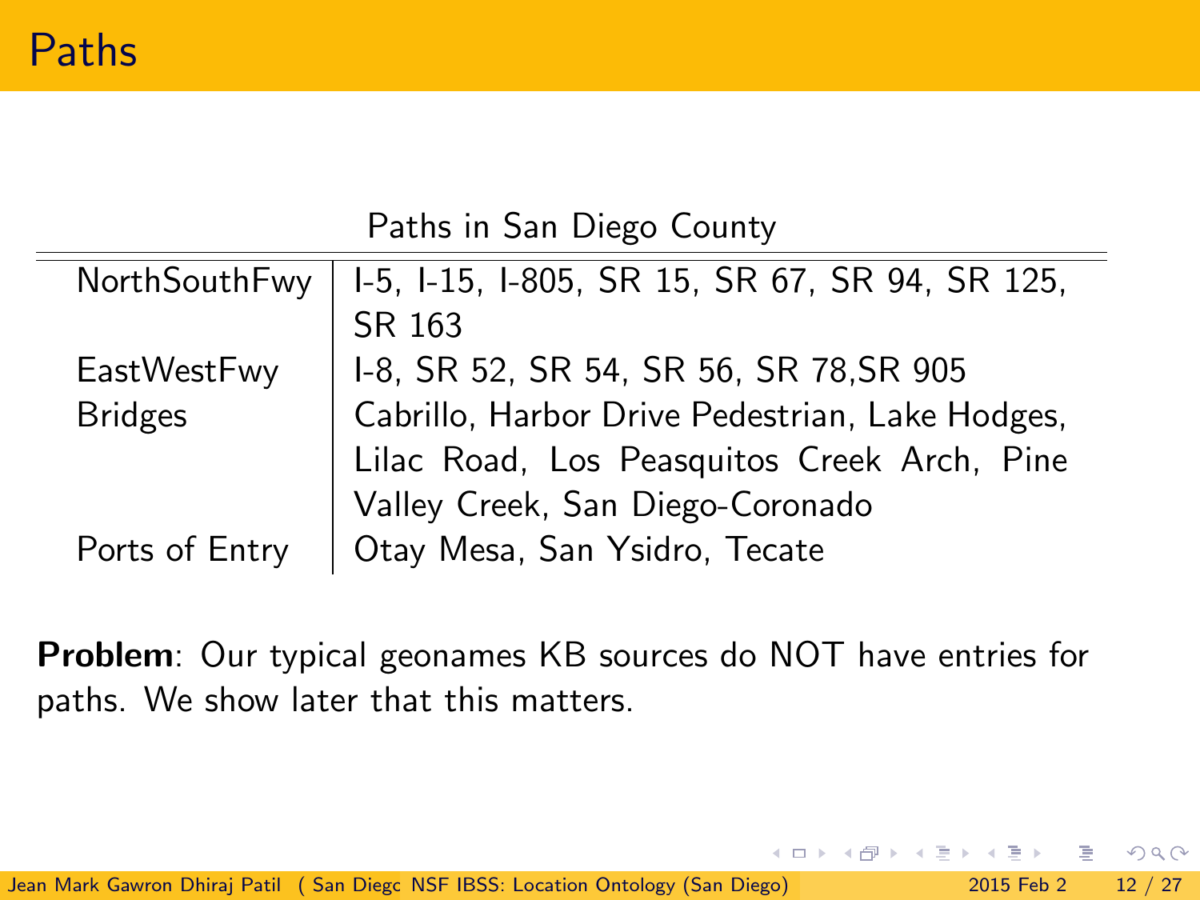# Paths

Paths in San Diego County

| | |
|---|---|
| NorthSouthFwy | I-5, I-15, I-805, SR 15, SR 67, SR 94, SR 125, SR 163 |
| EastWestFwy | I-8, SR 52, SR 54, SR 56, SR 78,SR 905 |
| Bridges | Cabrillo, Harbor Drive Pedestrian, Lake Hodges, Lilac Road, Los Peasquitos Creek Arch, Pine Valley Creek, San Diego-Coronado |
| Ports of Entry | Otay Mesa, San Ysidro, Tecate |

**Problem**: Our typical geonames KB sources do NOT have entries for paths. We show later that this matters.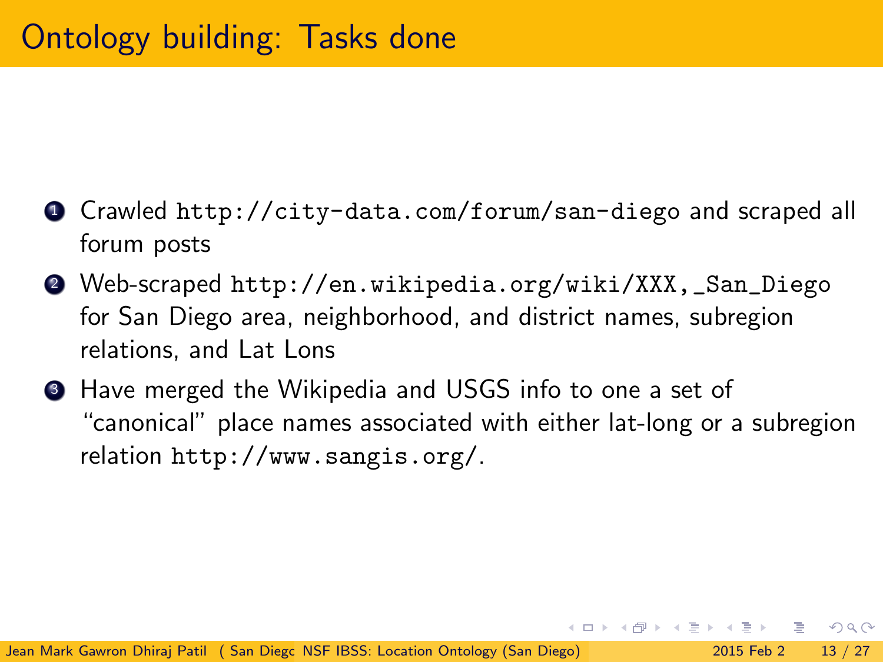# Ontology building: Tasks done

1. Crawled `http://city-data.com/forum/san-diego` and scraped all forum posts
2. Web-scraped `http://en.wikipedia.org/wiki/XXX,_San_Diego` for San Diego area, neighborhood, and district names, subregion relations, and Lat Lons
3. Have merged the Wikipedia and USGS info to one a set of "canonical" place names associated with either lat-long or a subregion relation `http://www.sangis.org/`.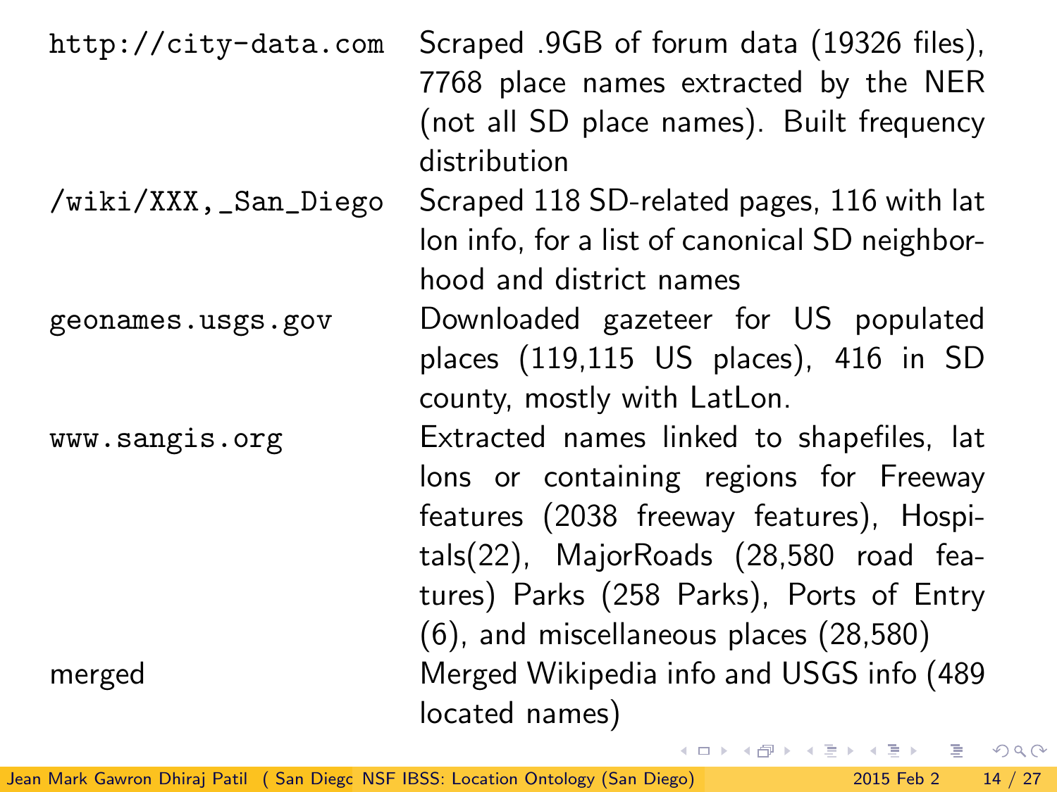| | |
|---|---|
| `http://city-data.com` | Scraped .9GB of forum data (19326 files), 7768 place names extracted by the NER (not all SD place names). Built frequency distribution |
| `/wiki/XXX,_San_Diego` | Scraped 118 SD-related pages, 116 with lat lon info, for a list of canonical SD neighborhood and district names |
| `geonames.usgs.gov` | Downloaded gazeteer for US populated places (119,115 US places), 416 in SD county, mostly with LatLon. |
| `www.sangis.org` | Extracted names linked to shapefiles, lat lons or containing regions for Freeway features (2038 freeway features), Hospitals(22), MajorRoads (28,580 road features) Parks (258 Parks), Ports of Entry (6), and miscellaneous places (28,580) |
| merged | Merged Wikipedia info and USGS info (489 located names) |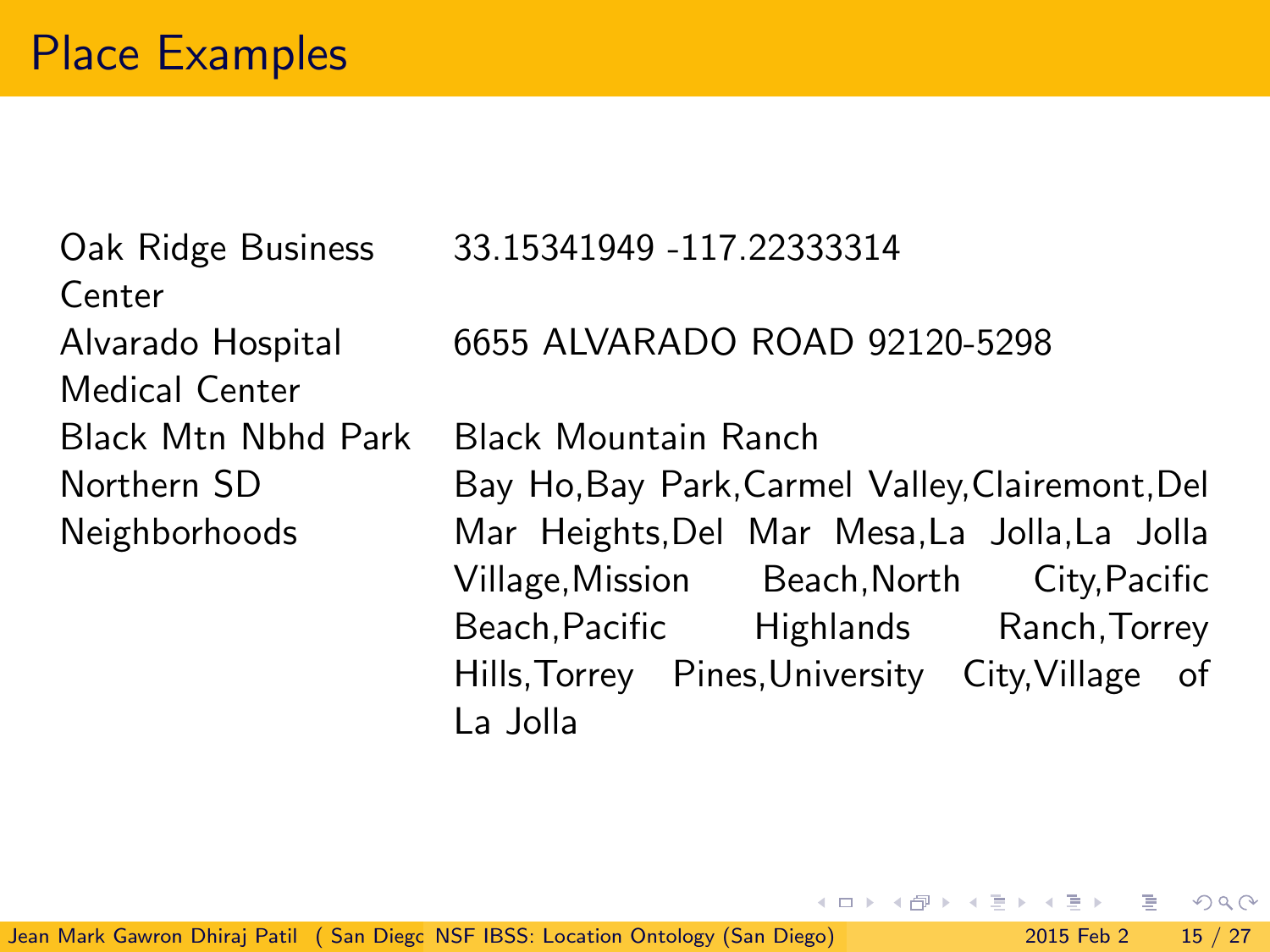# Place Examples

| | |
|---|---|
| Oak Ridge Business Center | 33.15341949 -117.22333314 |
| Alvarado Hospital Medical Center | 6655 ALVARADO ROAD 92120-5298 |
| Black Mtn Nbhd Park | Black Mountain Ranch |
| Northern SD Neighborhoods | Bay Ho,Bay Park,Carmel Valley,Clairemont,Del Mar Heights,Del Mar Mesa,La Jolla,La Jolla Village,Mission Beach,North City,Pacific Beach,Pacific Highlands Ranch,Torrey Hills,Torrey Pines,University City,Village of La Jolla |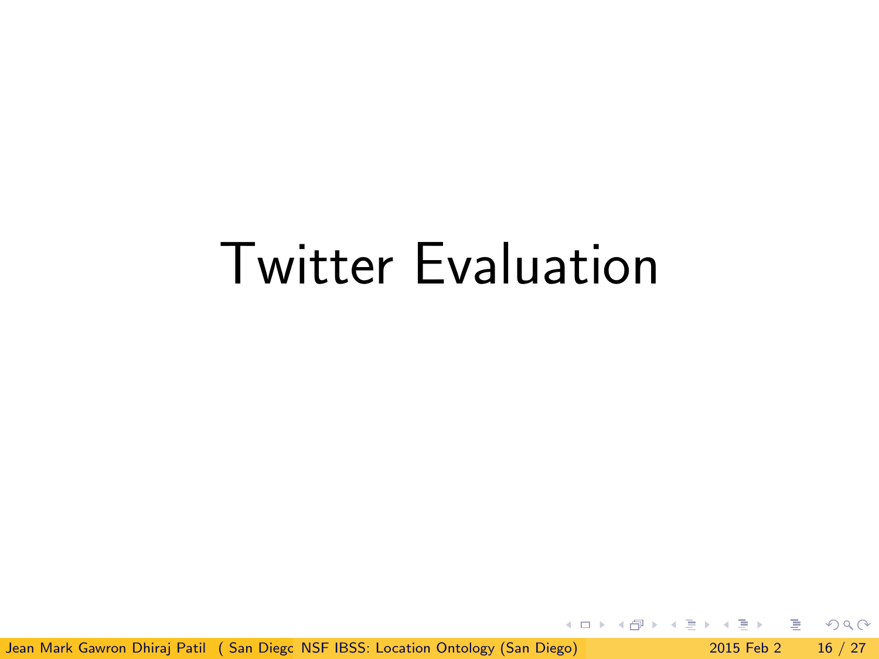# Twitter Evaluation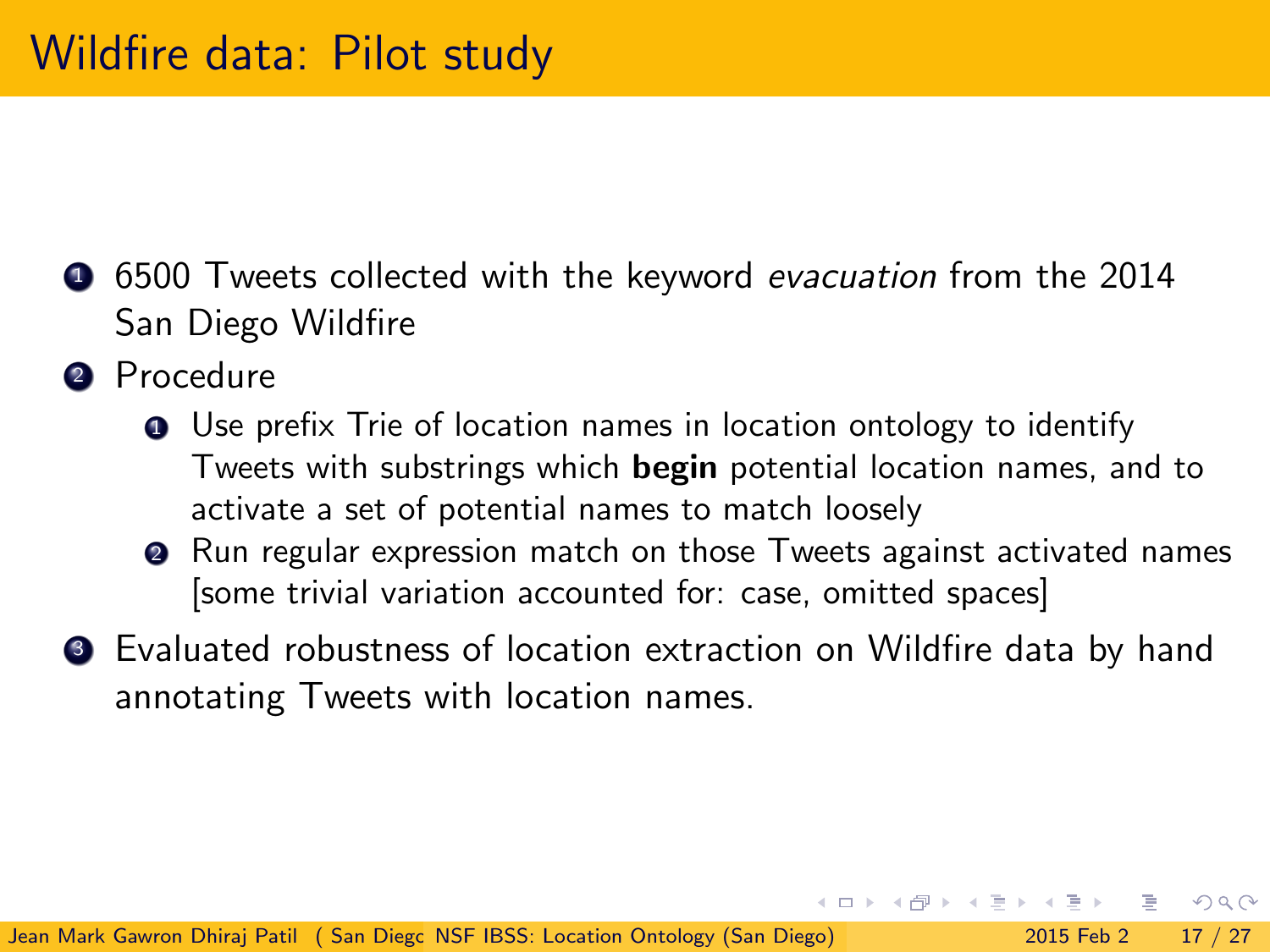# Wildfire data: Pilot study

1. 6500 Tweets collected with the keyword *evacuation* from the 2014 San Diego Wildfire
2. Procedure
   1. Use prefix Trie of location names in location ontology to identify Tweets with substrings which **begin** potential location names, and to activate a set of potential names to match loosely
   2. Run regular expression match on those Tweets against activated names [some trivial variation accounted for: case, omitted spaces]
3. Evaluated robustness of location extraction on Wildfire data by hand annotating Tweets with location names.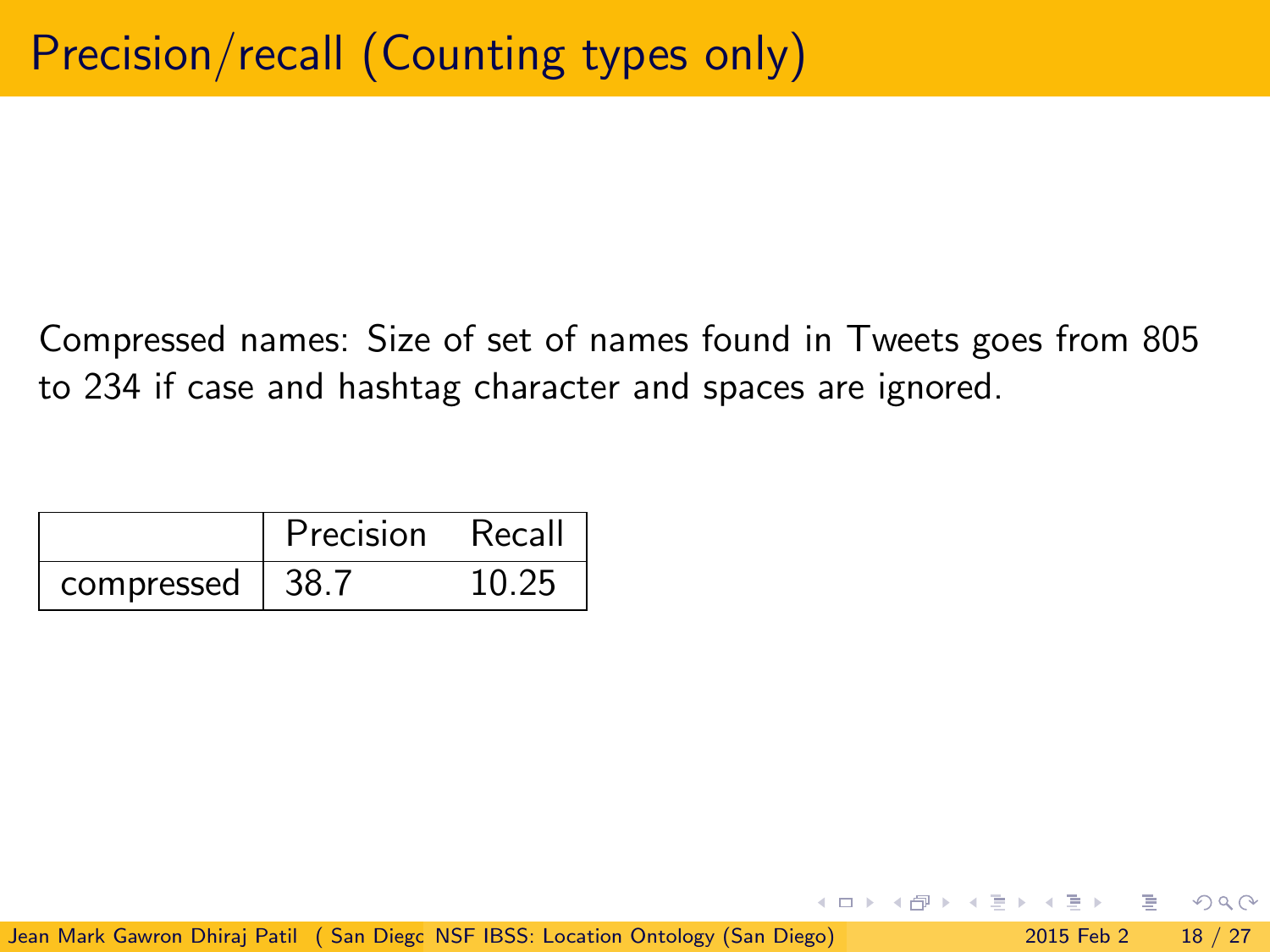# Precision/recall (Counting types only)

Compressed names: Size of set of names found in Tweets goes from 805 to 234 if case and hashtag character and spaces are ignored.

| | Precision | Recall |
|---|---|---|
| compressed | 38.7 | 10.25 |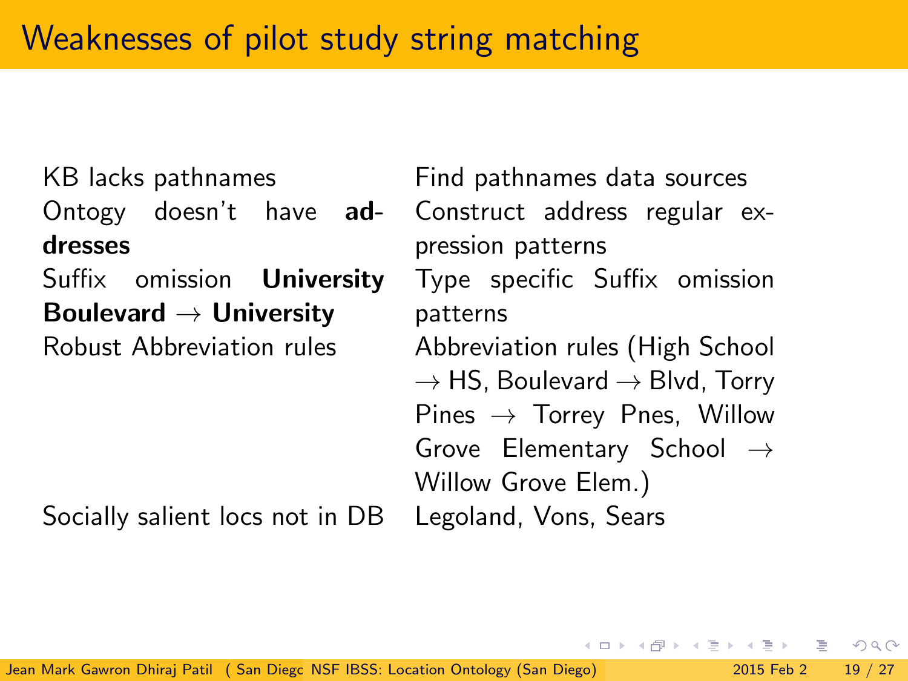# Weaknesses of pilot study string matching

| | |
|---|---|
| KB lacks pathnames | Find pathnames data sources |
| Ontogy doesn't have **addresses** | Construct address regular expression patterns |
| Suffix omission **University Boulevard** → **University** | Type specific Suffix omission patterns |
| Robust Abbreviation rules | Abbreviation rules (High School → HS, Boulevard → Blvd, Torry Pines → Torrey Pnes, Willow Grove Elementary School → Willow Grove Elem.) |
| Socially salient locs not in DB | Legoland, Vons, Sears |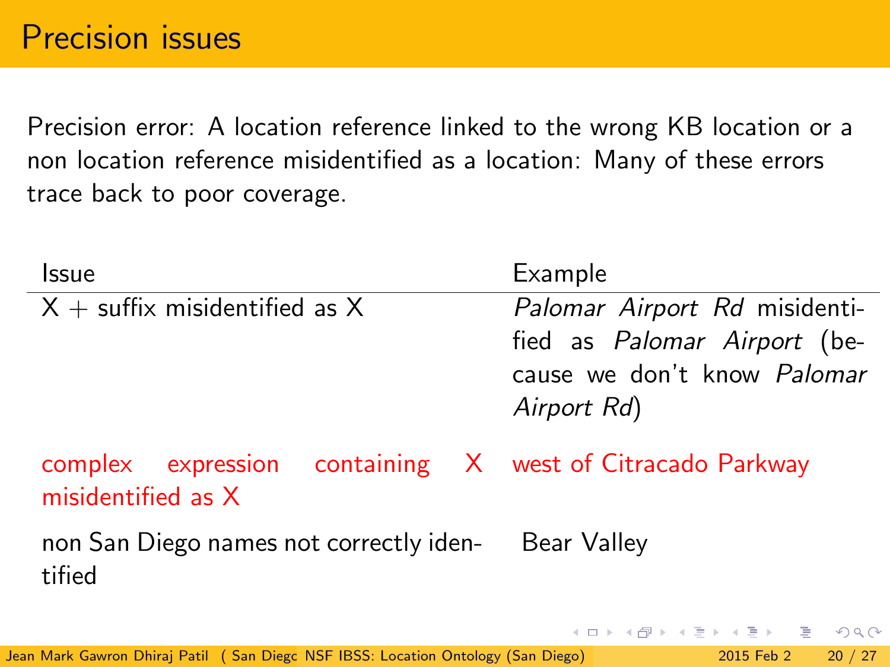# Precision issues

Precision error: A location reference linked to the wrong KB location or a non location reference misidentified as a location: Many of these errors trace back to poor coverage.

| Issue | Example |
|---|---|
| X + suffix misidentified as X | *Palomar Airport Rd* misidentified as *Palomar Airport* (because we don't know *Palomar Airport Rd*) |
| complex expression containing X misidentified as X | west of Citracado Parkway |
| non San Diego names not correctly identified | Bear Valley |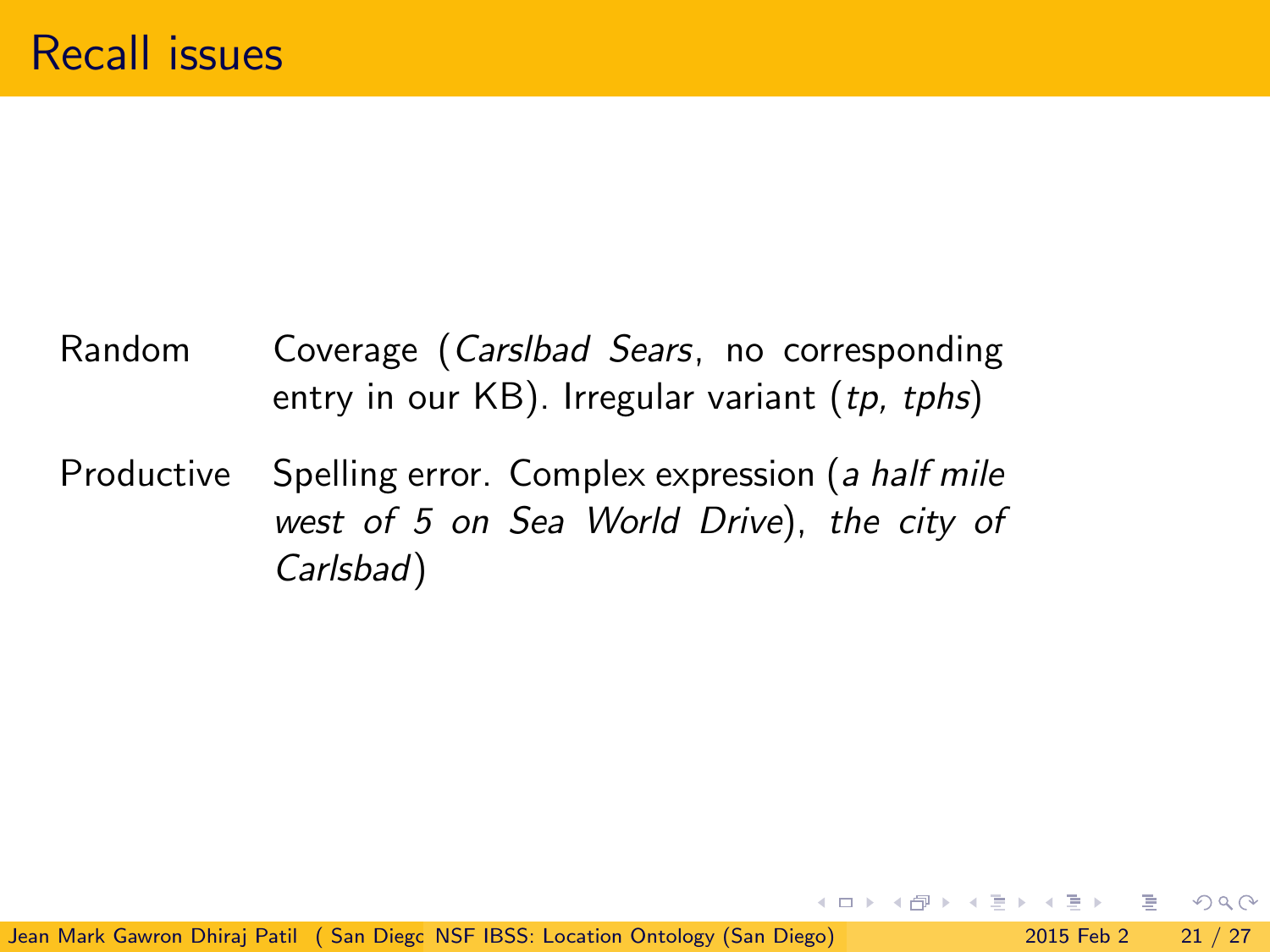# Recall issues

| | |
|---|---|
| Random | Coverage (*Carslbad Sears*, no corresponding entry in our KB). Irregular variant (*tp, tphs*) |
| Productive | Spelling error. Complex expression (*a half mile west of 5 on Sea World Drive*), *the city of Carlsbad*) |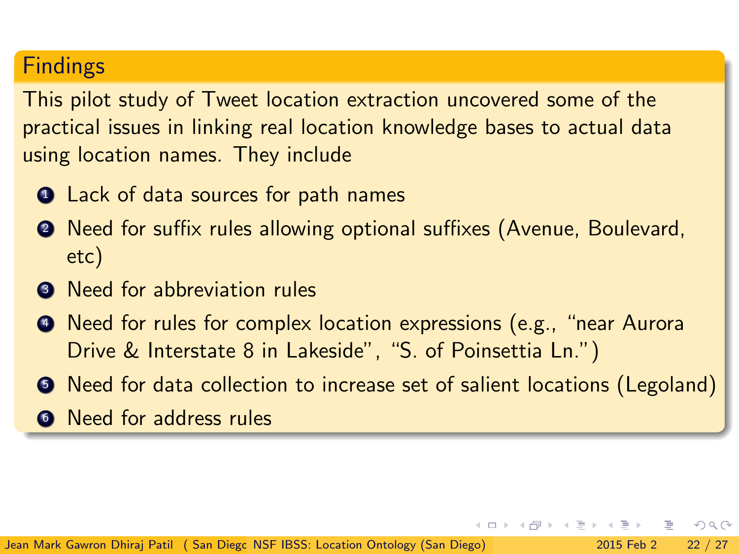## Findings

This pilot study of Tweet location extraction uncovered some of the practical issues in linking real location knowledge bases to actual data using location names. They include

1. Lack of data sources for path names
2. Need for suffix rules allowing optional suffixes (Avenue, Boulevard, etc)
3. Need for abbreviation rules
4. Need for rules for complex location expressions (e.g., "near Aurora Drive & Interstate 8 in Lakeside", "S. of Poinsettia Ln.")
5. Need for data collection to increase set of salient locations (Legoland)
6. Need for address rules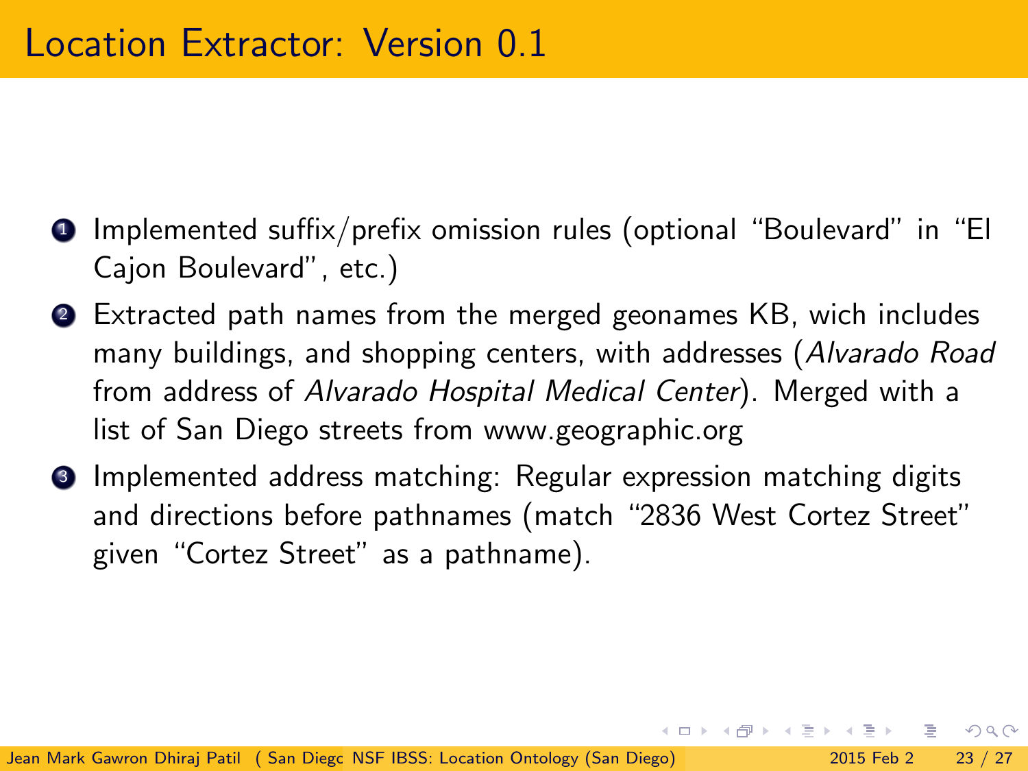# Location Extractor: Version 0.1

1. Implemented suffix/prefix omission rules (optional “Boulevard” in “El Cajon Boulevard”, etc.)
2. Extracted path names from the merged geonames KB, wich includes many buildings, and shopping centers, with addresses (*Alvarado Road* from address of *Alvarado Hospital Medical Center*). Merged with a list of San Diego streets from www.geographic.org
3. Implemented address matching: Regular expression matching digits and directions before pathnames (match “2836 West Cortez Street” given “Cortez Street” as a pathname).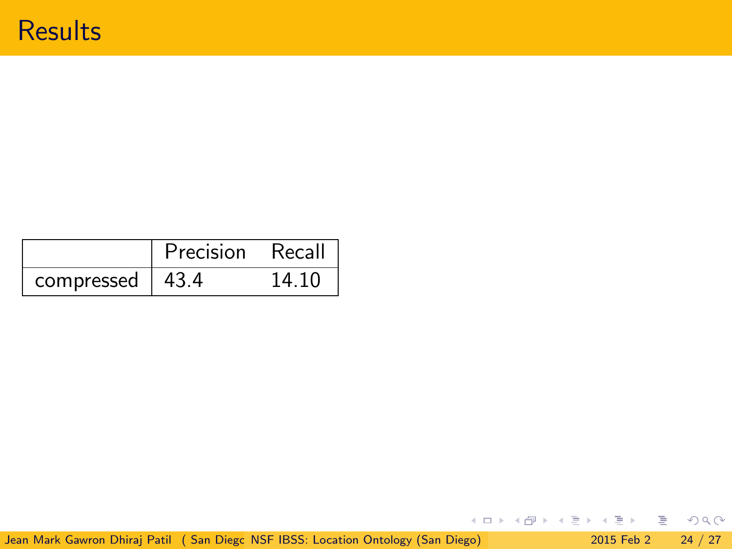# Results

| | Precision | Recall |
|---|---|---|
| compressed | 43.4 | 14.10 |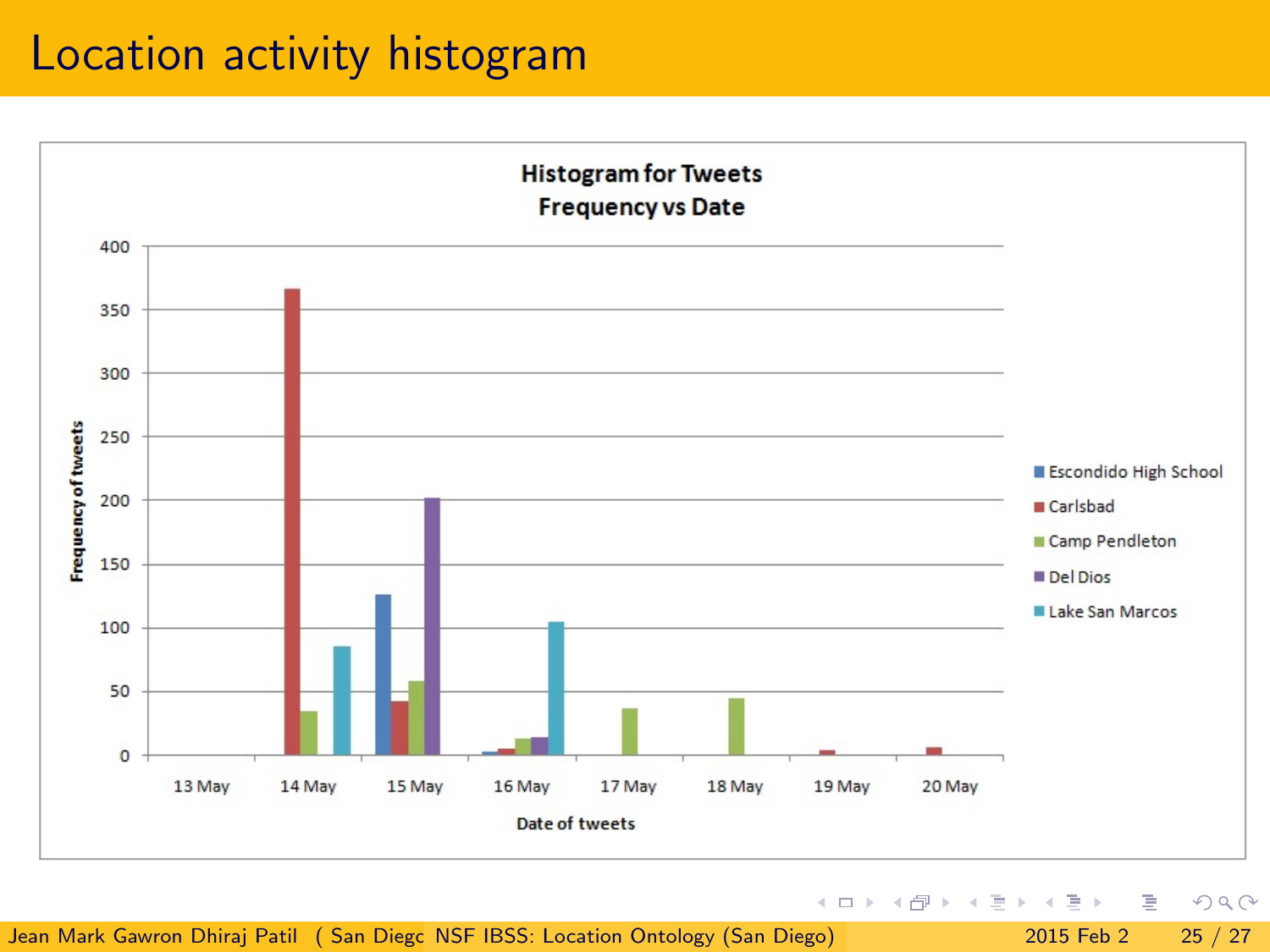# Location activity histogram

**Histogram for Tweets**
**Frequency vs Date**

Frequency of tweets

400
350
300
250
200
150
100
50
0

13 May | 14 May | 15 May | 16 May | 17 May | 18 May | 19 May | 20 May

Date of tweets

- Escondido High School
- Carlsbad
- Camp Pendleton
- Del Dios
- Lake San Marcos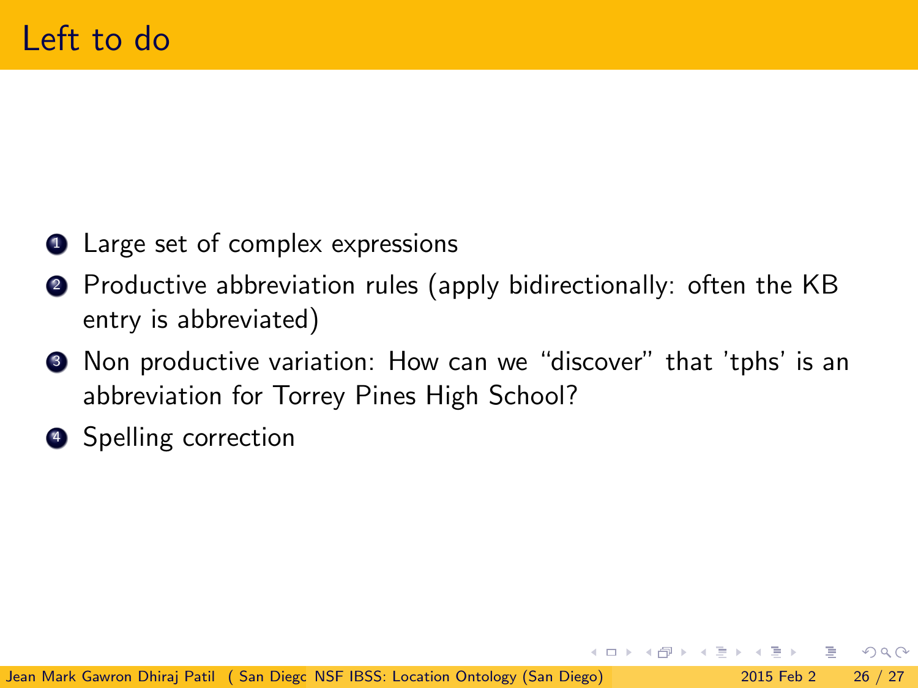# Left to do

1. Large set of complex expressions
2. Productive abbreviation rules (apply bidirectionally: often the KB entry is abbreviated)
3. Non productive variation: How can we “discover” that 'tphs' is an abbreviation for Torrey Pines High School?
4. Spelling correction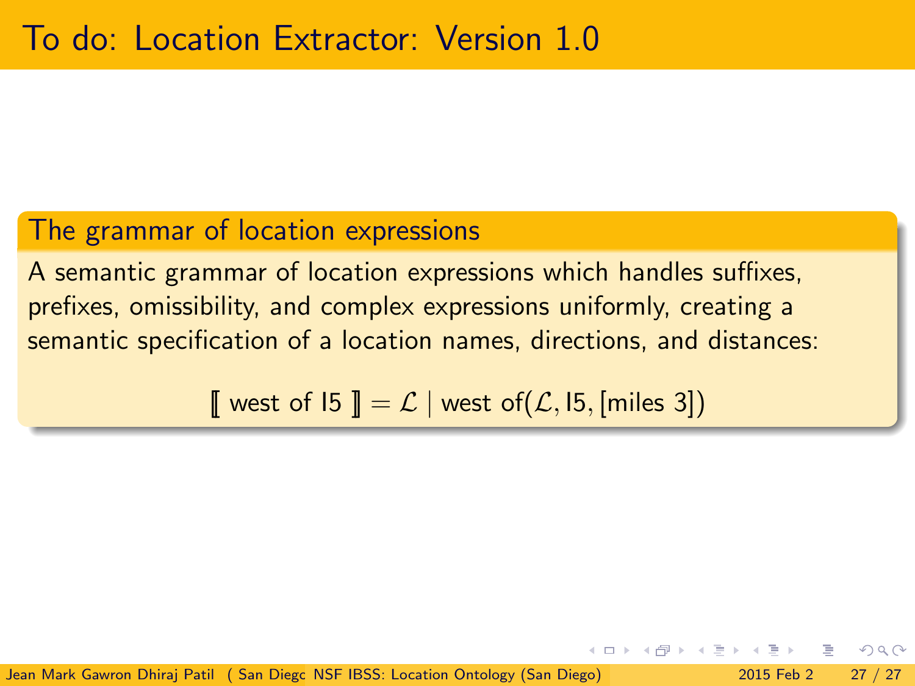# To do: Location Extractor: Version 1.0

## The grammar of location expressions

A semantic grammar of location expressions which handles suffixes, prefixes, omissibility, and complex expressions uniformly, creating a semantic specification of a location names, directions, and distances:

$$[\![ \text{ west of I5 } ]\!] = \mathcal{L} \mid \text{west of}(\mathcal{L}, \text{I5}, [\text{miles } 3])$$